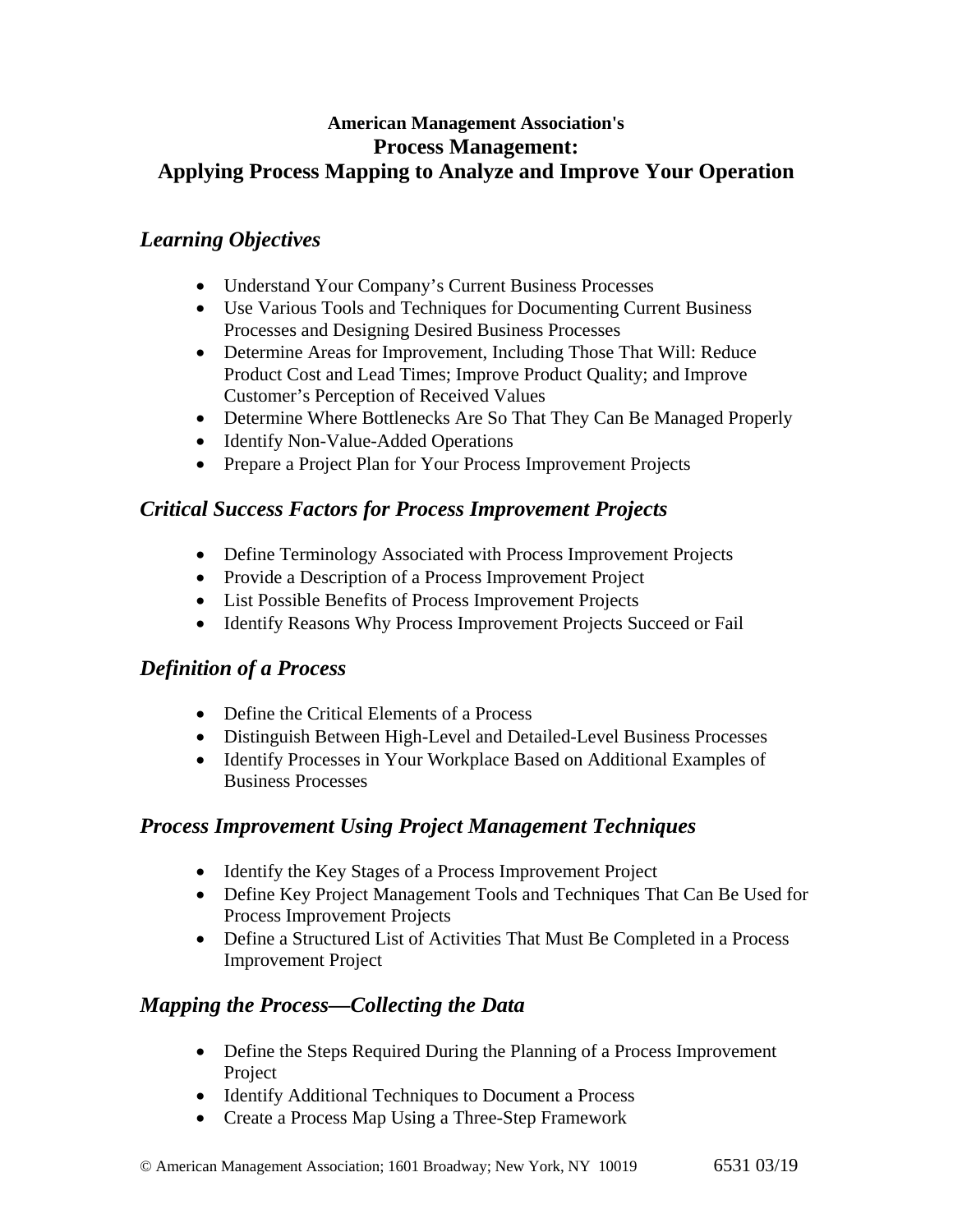**American Management Association's**

# Process Management: Applying Process Mapping to Analyze and Improve Your Operation

## *Learning Objectives*

- Understand Your Company's Current Business Processes
- Use Various Tools and Techniques for Documenting Current Business Processes and Designing Desired Business Processes
- Determine Areas for Improvement, Including Those That Will: Reduce Product Cost and Lead Times; Improve Product Quality; and Improve Customer's Perception of Received Values
- Determine Where Bottlenecks Are So That They Can Be Managed Properly
- Identify Non-Value-Added Operations
- Prepare a Project Plan for Your Process Improvement Projects

## *Critical Success Factors for Process Improvement Projects*

- Define Terminology Associated with Process Improvement Projects
- Provide a Description of a Process Improvement Project
- List Possible Benefits of Process Improvement Projects
- Identify Reasons Why Process Improvement Projects Succeed or Fail

## *Definition of a Process*

- Define the Critical Elements of a Process
- Distinguish Between High-Level and Detailed-Level Business Processes
- Identify Processes in Your Workplace Based on Additional Examples of Business Processes

## *Process Improvement Using Project Management Techniques*

- Identify the Key Stages of a Process Improvement Project
- Define Key Project Management Tools and Techniques That Can Be Used for Process Improvement Projects
- Define a Structured List of Activities That Must Be Completed in a Process Improvement Project

## *Mapping the Process—Collecting the Data*

- Define the Steps Required During the Planning of a Process Improvement Project
- Identify Additional Techniques to Document a Process
- Create a Process Map Using a Three-Step Framework

© American Management Association; 1601 Broadway; New York, NY 10019 6531 03/19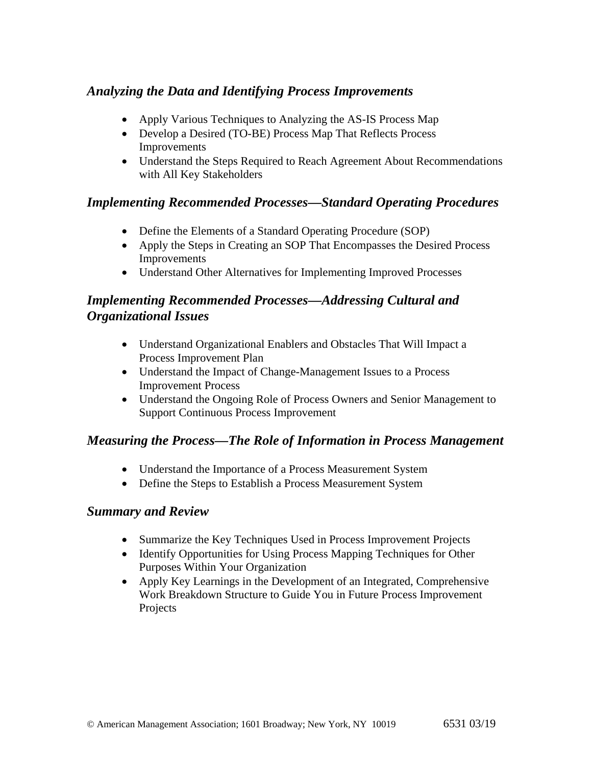### *Analyzing the Data and Identifying Process Improvements*

- Apply Various Techniques to Analyzing the AS-IS Process Map
- Develop a Desired (TO-BE) Process Map That Reflects Process Improvements
- Understand the Steps Required to Reach Agreement About Recommendations with All Key Stakeholders

### *Implementing Recommended Processes—Standard Operating Procedures*

- Define the Elements of a Standard Operating Procedure (SOP)
- Apply the Steps in Creating an SOP That Encompasses the Desired Process Improvements
- Understand Other Alternatives for Implementing Improved Processes

### *Implementing Recommended Processes—Addressing Cultural and Organizational Issues*

- Understand Organizational Enablers and Obstacles That Will Impact a Process Improvement Plan
- Understand the Impact of Change-Management Issues to a Process Improvement Process
- Understand the Ongoing Role of Process Owners and Senior Management to Support Continuous Process Improvement

### *Measuring the Process—The Role of Information in Process Management*

- Understand the Importance of a Process Measurement System
- Define the Steps to Establish a Process Measurement System

### *Summary and Review*

- Summarize the Key Techniques Used in Process Improvement Projects
- Identify Opportunities for Using Process Mapping Techniques for Other Purposes Within Your Organization
- Apply Key Learnings in the Development of an Integrated, Comprehensive Work Breakdown Structure to Guide You in Future Process Improvement Projects

© American Management Association; 1601 Broadway; New York, NY 10019 6531 03/19